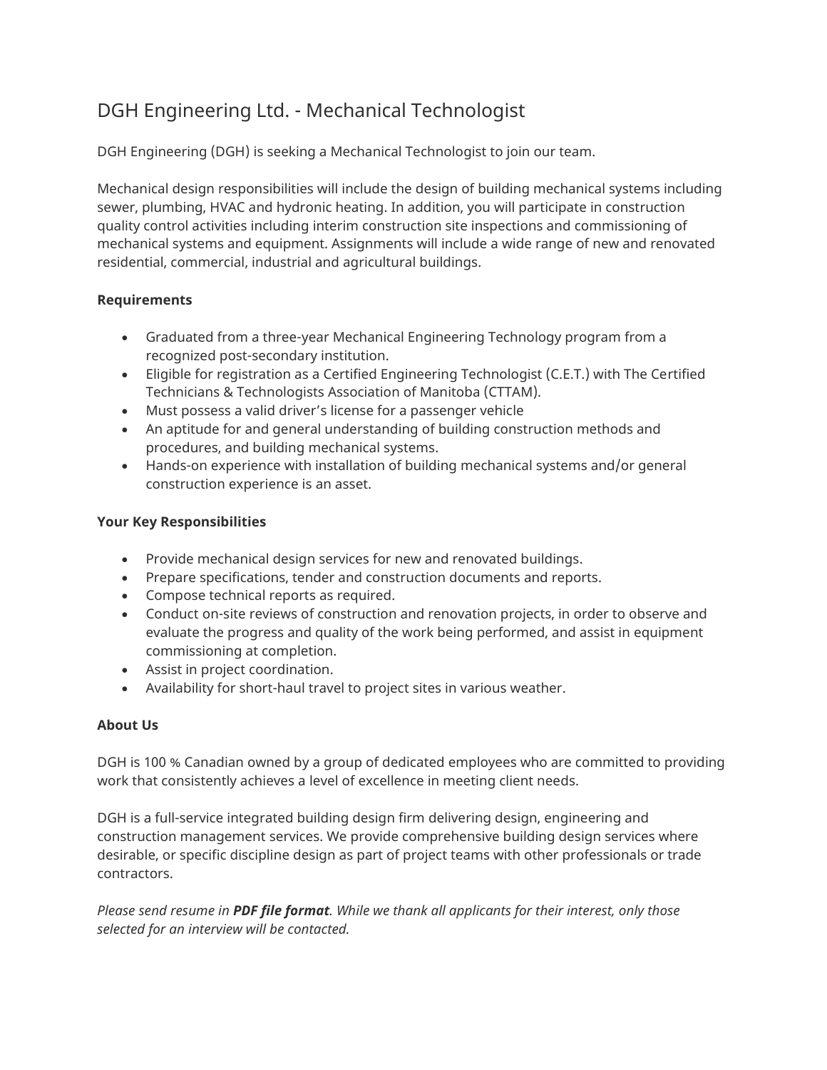# DGH Engineering Ltd. - Mechanical Technologist

DGH Engineering (DGH) is seeking a Mechanical Technologist to join our team.

Mechanical design responsibilities will include the design of building mechanical systems including sewer, plumbing, HVAC and hydronic heating. In addition, you will participate in construction quality control activities including interim construction site inspections and commissioning of mechanical systems and equipment. Assignments will include a wide range of new and renovated residential, commercial, industrial and agricultural buildings.

**Requirements**

- Graduated from a three-year Mechanical Engineering Technology program from a recognized post-secondary institution.
- Eligible for registration as a Certified Engineering Technologist (C.E.T.) with The Certified Technicians & Technologists Association of Manitoba (CTTAM).
- Must possess a valid driver's license for a passenger vehicle
- An aptitude for and general understanding of building construction methods and procedures, and building mechanical systems.
- Hands-on experience with installation of building mechanical systems and/or general construction experience is an asset.

**Your Key Responsibilities**

- Provide mechanical design services for new and renovated buildings.
- Prepare specifications, tender and construction documents and reports.
- Compose technical reports as required.
- Conduct on-site reviews of construction and renovation projects, in order to observe and evaluate the progress and quality of the work being performed, and assist in equipment commissioning at completion.
- Assist in project coordination.
- Availability for short-haul travel to project sites in various weather.

**About Us**

DGH is 100 % Canadian owned by a group of dedicated employees who are committed to providing work that consistently achieves a level of excellence in meeting client needs.

DGH is a full-service integrated building design firm delivering design, engineering and construction management services. We provide comprehensive building design services where desirable, or specific discipline design as part of project teams with other professionals or trade contractors.

*Please send resume in **PDF file format**. While we thank all applicants for their interest, only those selected for an interview will be contacted.*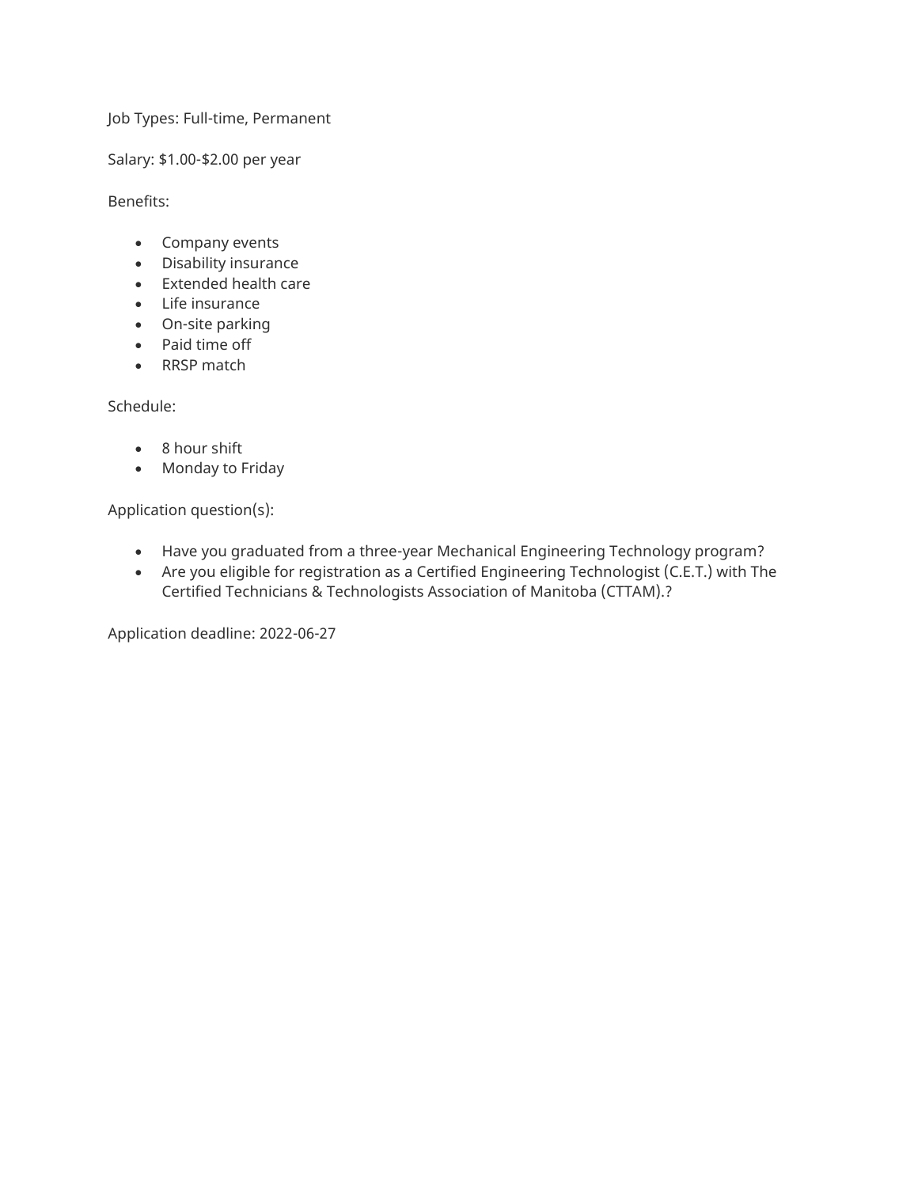Job Types: Full-time, Permanent

Salary: $1.00-$2.00 per year

Benefits:

- Company events
- Disability insurance
- Extended health care
- Life insurance
- On-site parking
- Paid time off
- RRSP match

Schedule:

- 8 hour shift
- Monday to Friday

Application question(s):

- Have you graduated from a three-year Mechanical Engineering Technology program?
- Are you eligible for registration as a Certified Engineering Technologist (C.E.T.) with The Certified Technicians & Technologists Association of Manitoba (CTTAM).?

Application deadline: 2022-06-27